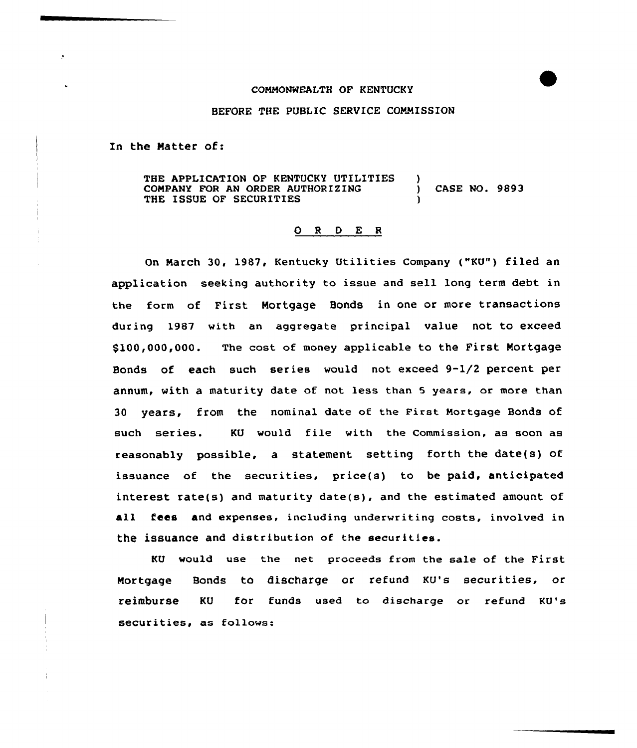COMMONWEALTH OF KENTUCKY

BEFORE THE PUBLIC SERVICE COMMISSION

In the Matter of:

THE APPLICATION OF KENTUCKY UTILITIES COMPANY FOR AN ORDER AUTHORIZING THE ISSUE OF SECURITIES ) CASE NO. 9893

O R D E R

On March 30, 1987, Kentucky Utilities Company ("KU") filed an application seeking authority to issue and sell long term debt in the form of First Mortgage Bonds in one or more transactions during 1987 with an aggregate principal value not to exceed $100,000,000. The cost of money applicable to the First Mortgage Bonds of each such series would not exceed 9-1/2 percent per annum, with a maturity date of not less than 5 years, or more than 30 years, from the nominal date of the First Mortgage Bonds of such series. KU would file with the Commission, as soon as reasonably possible, a statement setting forth the date(s) of issuance of the securities, price(s) to be paid, anticipated interest rate(s) and maturity date(s), and the estimated amount of all fees and expenses, including underwriting costs, involved in the issuance and distribution of the securities.

KU would use the net proceeds from the sale of the First Mortgage Bonds to discharge or refund KU's securities, or reimburse KU for funds used to discharge or refund KU's securities, as follows: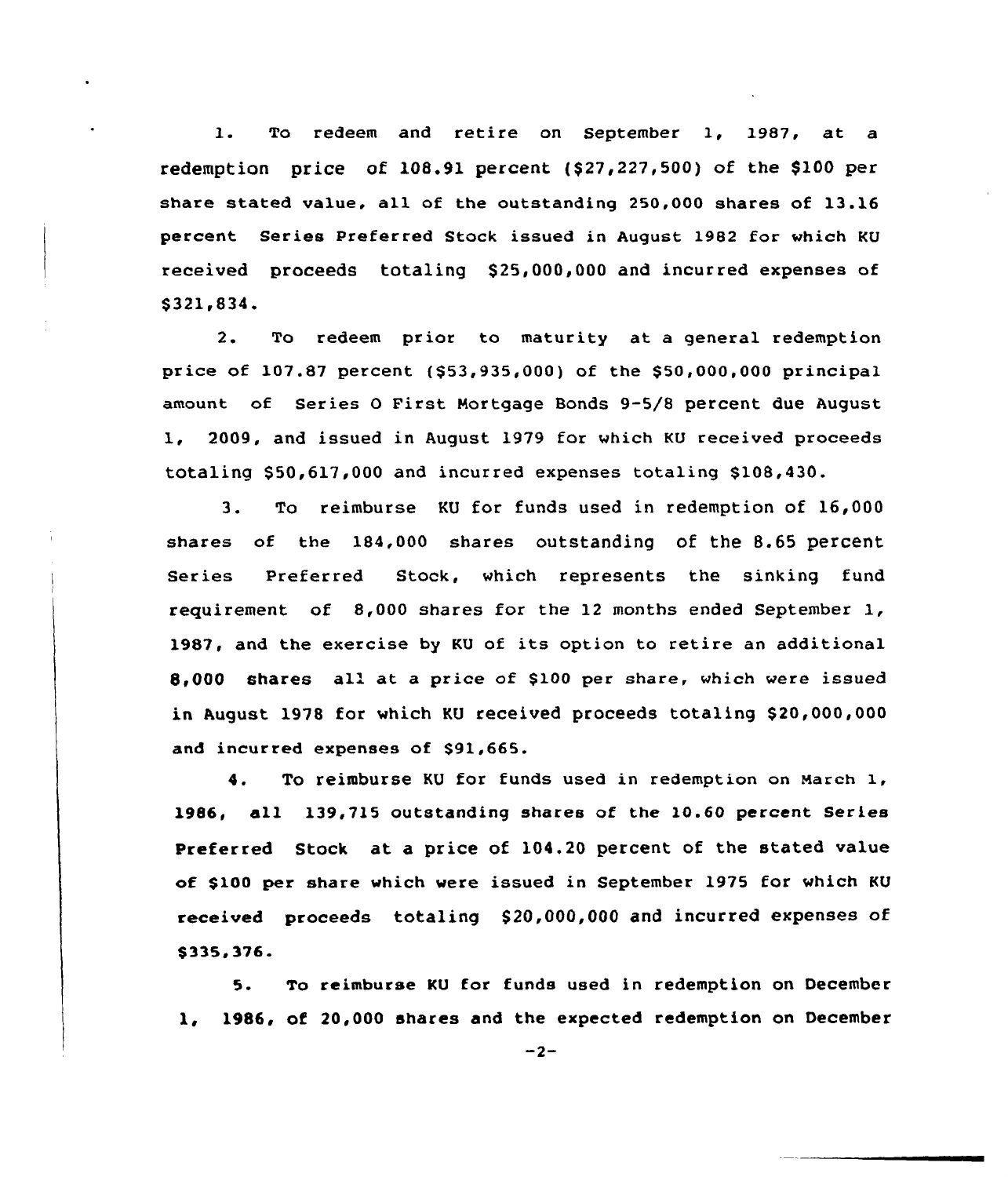1. To redeem and retire on September 1, 1987, at a redemption price of 108.91 percent ($27,227,500) of the $100 per share stated value, all of the outstanding 250,000 shares of 13.16 percent Series Preferred Stock issued in August 1982 for which KU received proceeds totaling $25,000,000 and incurred expenses of $321,834.

2. To redeem prior to maturity at a general redemption price of 107.87 percent ($53,935,000) of the $50,000,000 principal amount of Series O First Mortgage Bonds 9-5/8 percent due August 1, 2009, and issued in August 1979 for which KU received proceeds totaling $50,617,000 and incurred expenses totaling $108,430.

3. To reimburse KU for funds used in redemption of 16,000 shares of the 184,000 shares outstanding of the 8.65 percent Series Preferred Stock, which represents the sinking fund requirement of 8,000 shares for the 12 months ended September 1, 1987, and the exercise by KU of its option to retire an additional 8,000 shares all at a price of $100 per share, which were issued in August 1978 for which KU received proceeds totaling $20,000,000 and incurred expenses of $91,665.

4. To reimburse KU for funds used in redemption on March 1, 1986, all 139,715 outstanding shares of the 10.60 percent Series Preferred Stock at a price of 104.20 percent of the stated value of $100 per share which were issued in September 1975 for which KU received proceeds totaling $20,000,000 and incurred expenses of $335,376.

5. To reimburse KU for funds used in redemption on December 1, 1986, of 20,000 shares and the expected redemption on December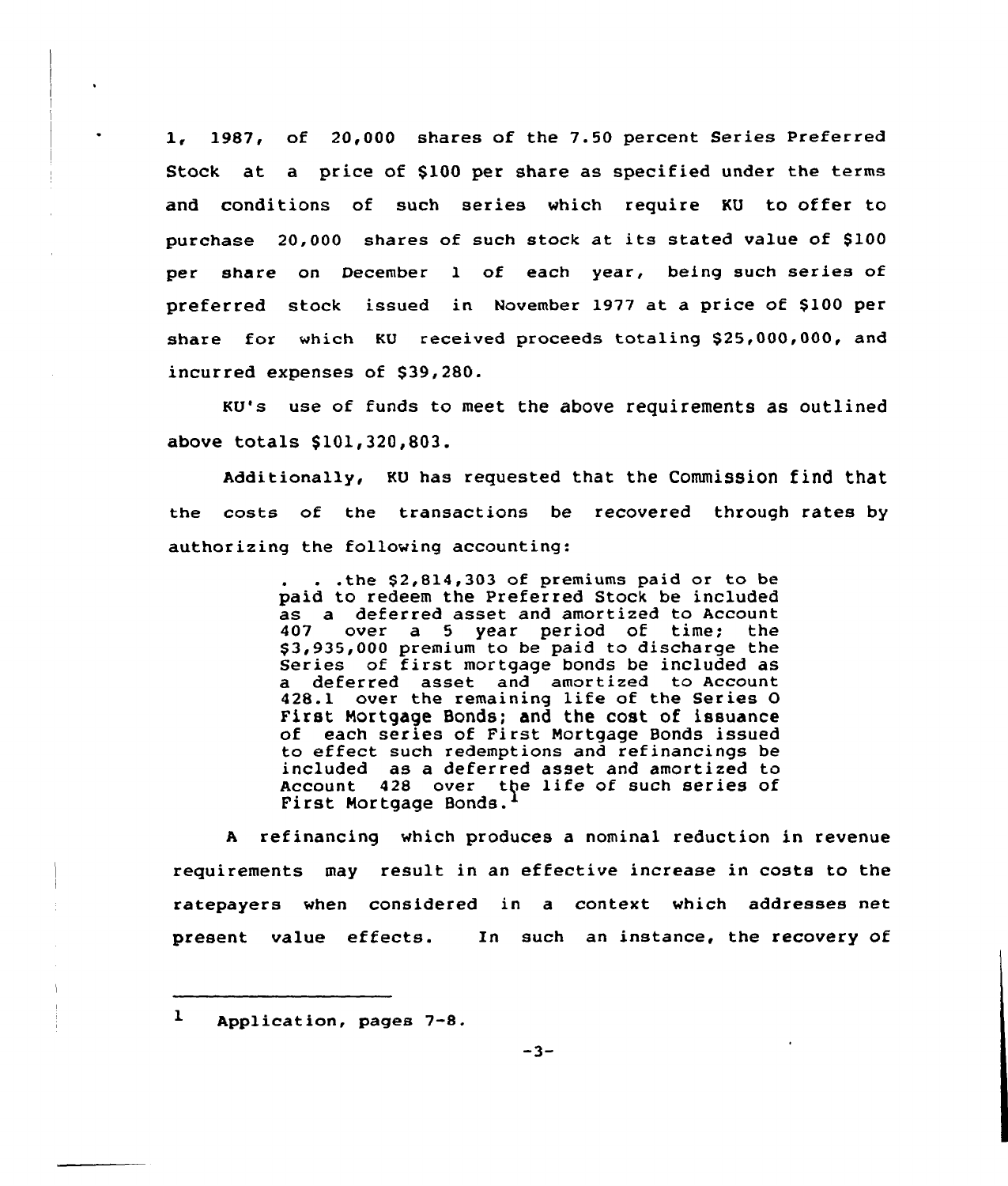1, 1987, of 20,000 shares of the 7.50 percent Series Preferred Stock at a price of $100 per share as specified under the terms and conditions of such series which require KU to offer to purchase 20,000 shares of such stock at its stated value of $100 per share on December 1 of each year, being such series of preferred stock issued in November 1977 at a price of $100 per share for which KU received proceeds totaling $25,000,000, and incurred expenses of $39,280.

KU's use of funds to meet the above requirements as outlined above totals $101,320,803.

Additionally, KU has requested that the Commission find that the costs of the transactions be recovered through rates by authorizing the following accounting:

> . . .the $2,814,303 of premiums paid or to be paid to redeem the Preferred Stock be included as a deferred asset and amortized to Account 407 over a 5 year period of time; the $3,935,000 premium to be paid to discharge the Series of first mortgage bonds be included as a deferred asset and amortized to Account 428.1 over the remaining life of the Series O First Mortgage Bonds; and the cost of issuance of each series of First Mortgage Bonds issued to effect such redemptions and refinancings be included as a deferred asset and amortized to Account 428 over the life of such series of First Mortgage Bonds.[1]

A refinancing which produces a nominal reduction in revenue requirements may result in an effective increase in costs to the ratepayers when considered in a context which addresses net present value effects. In such an instance, the recovery of

[1] Application, pages 7-8.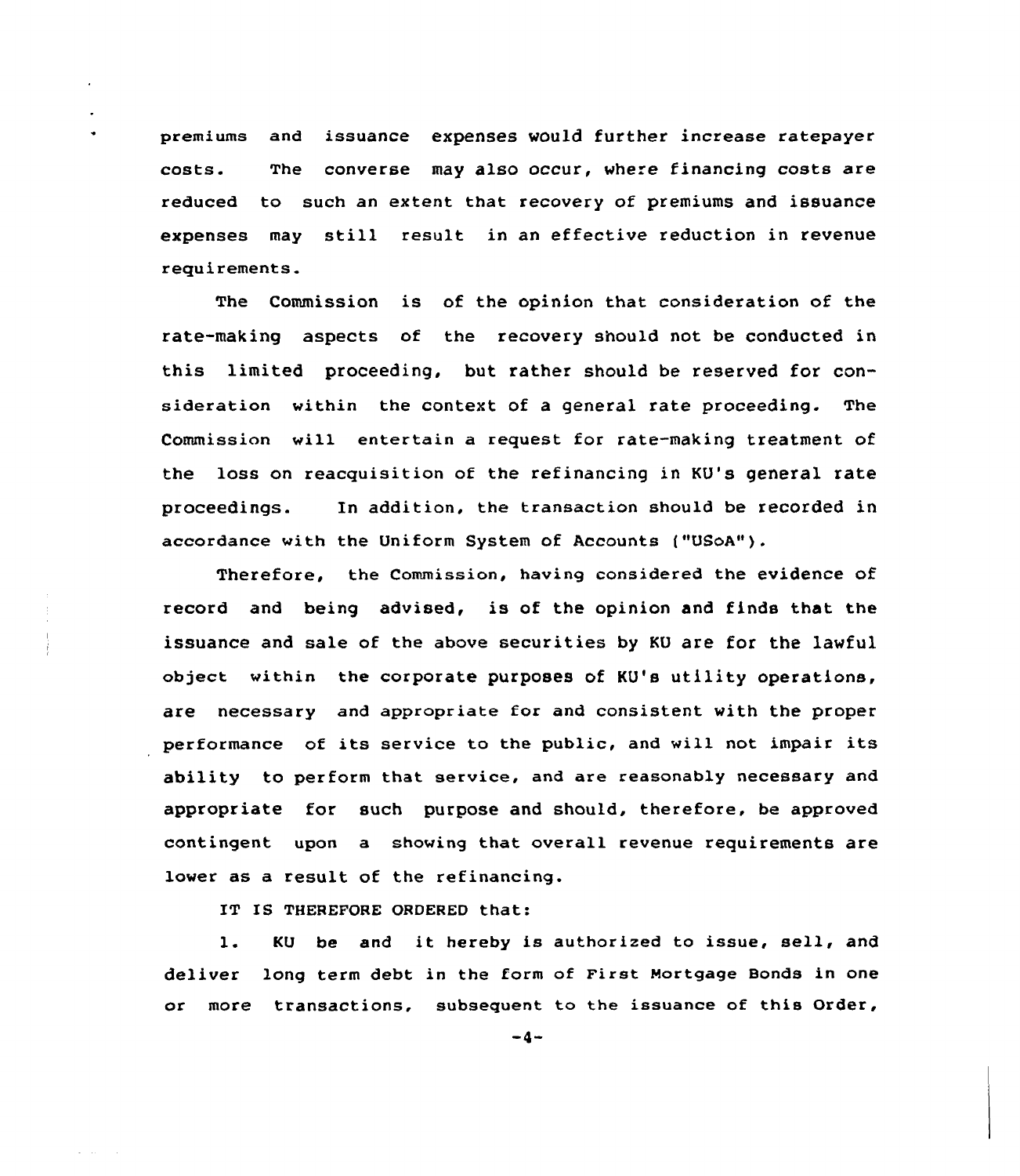premiums and issuance expenses would further increase ratepayer costs. The converse may also occur, where financing costs are reduced to such an extent that recovery of premiums and issuance expenses may still result in an effective reduction in revenue requirements.

The Commission is of the opinion that consideration of the rate-making aspects of the recovery should not be conducted in this limited proceeding, but rather should be reserved for consideration within the context of a general rate proceeding. The Commission will entertain a request for rate-making treatment of the loss on reacquisition of the refinancing in KU's general rate proceedings. In addition, the transaction should be recorded in accordance with the Uniform System of Accounts ("USoA").

Therefore, the Commission, having considered the evidence of record and being advised, is of the opinion and finds that the issuance and sale of the above securities by KU are for the lawful object within the corporate purposes of KU's utility operations, are necessary and appropriate for and consistent with the proper performance of its service to the public, and will not impair its ability to perform that service, and are reasonably necessary and appropriate for such purpose and should, therefore, be approved contingent upon a showing that overall revenue requirements are lower as a result of the refinancing.

IT IS THEREFORE ORDERED that:

1. KU be and it hereby is authorized to issue, sell, and deliver long term debt in the form of First Mortgage Bonds in one or more transactions, subsequent to the issuance of this Order,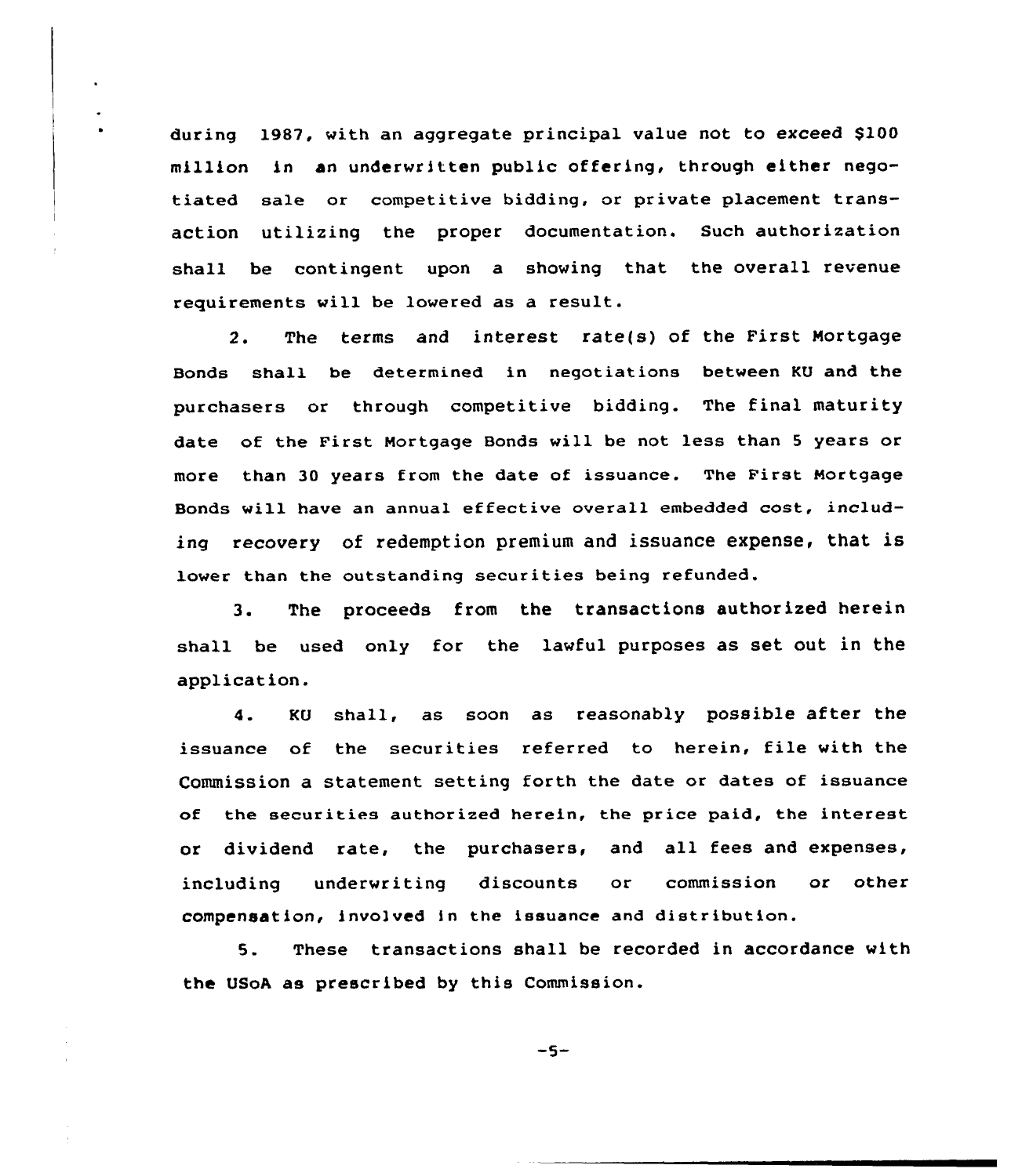during 1987, with an aggregate principal value not to exceed $100 million in an underwritten public offering, through either negotiated sale or competitive bidding, or private placement transaction utilizing the proper documentation. Such authorization shall be contingent upon a showing that the overall revenue requirements will be lowered as a result.

2. The terms and interest rate(s) of the First Mortgage Bonds shall be determined in negotiations between KU and the purchasers or through competitive bidding. The final maturity date of the First Mortgage Bonds will be not less than 5 years or more than 30 years from the date of issuance. The First Mortgage Bonds will have an annual effective overall embedded cost, including recovery of redemption premium and issuance expense, that is lower than the outstanding securities being refunded.

3. The proceeds from the transactions authorized herein shall be used only for the lawful purposes as set out in the application.

4. KU shall, as soon as reasonably possible after the issuance of the securities referred to herein, file with the Commission a statement setting forth the date or dates of issuance of the securities authorized herein, the price paid, the interest or dividend rate, the purchasers, and all fees and expenses, including underwriting discounts or commission or other compensation, involved in the issuance and distribution.

5. These transactions shall be recorded in accordance with the USoA as prescribed by this Commission.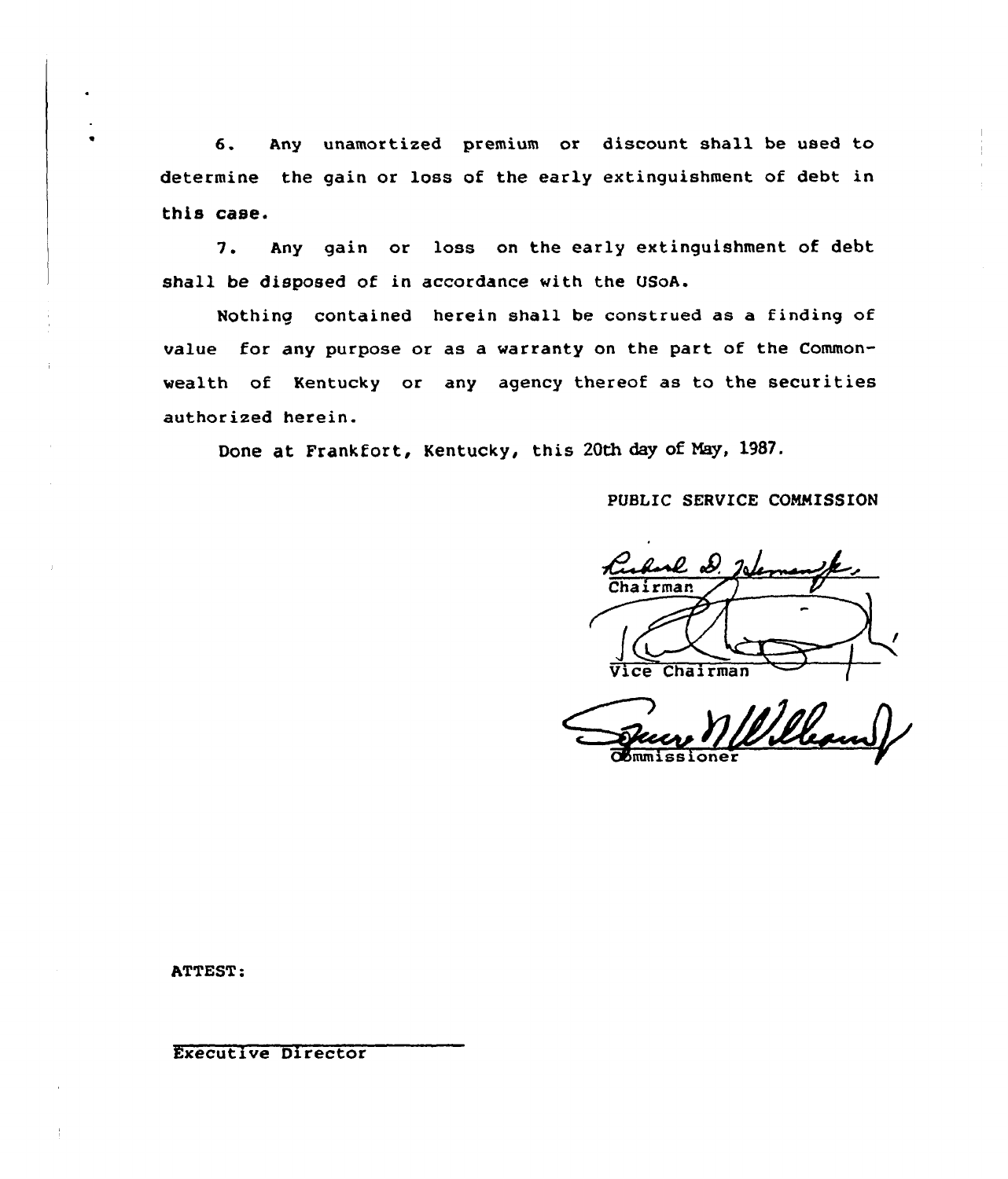6. Any unamortized premium or discount shall be used to determine the gain or loss of the early extinguishment of debt in this case.

7. Any gain or loss on the early extinguishment of debt shall be disposed of in accordance with the USoA.

Nothing contained herein shall be construed as a finding of value for any purpose or as a warranty on the part of the Commonwealth of Kentucky or any agency thereof as to the securities authorized herein.

Done at Frankfort, Kentucky, this 20th day of May, 1987.

PUBLIC SERVICE COMMISSION

Chairman

Vice Chairman

Commissioner

ATTEST:

Executive Director